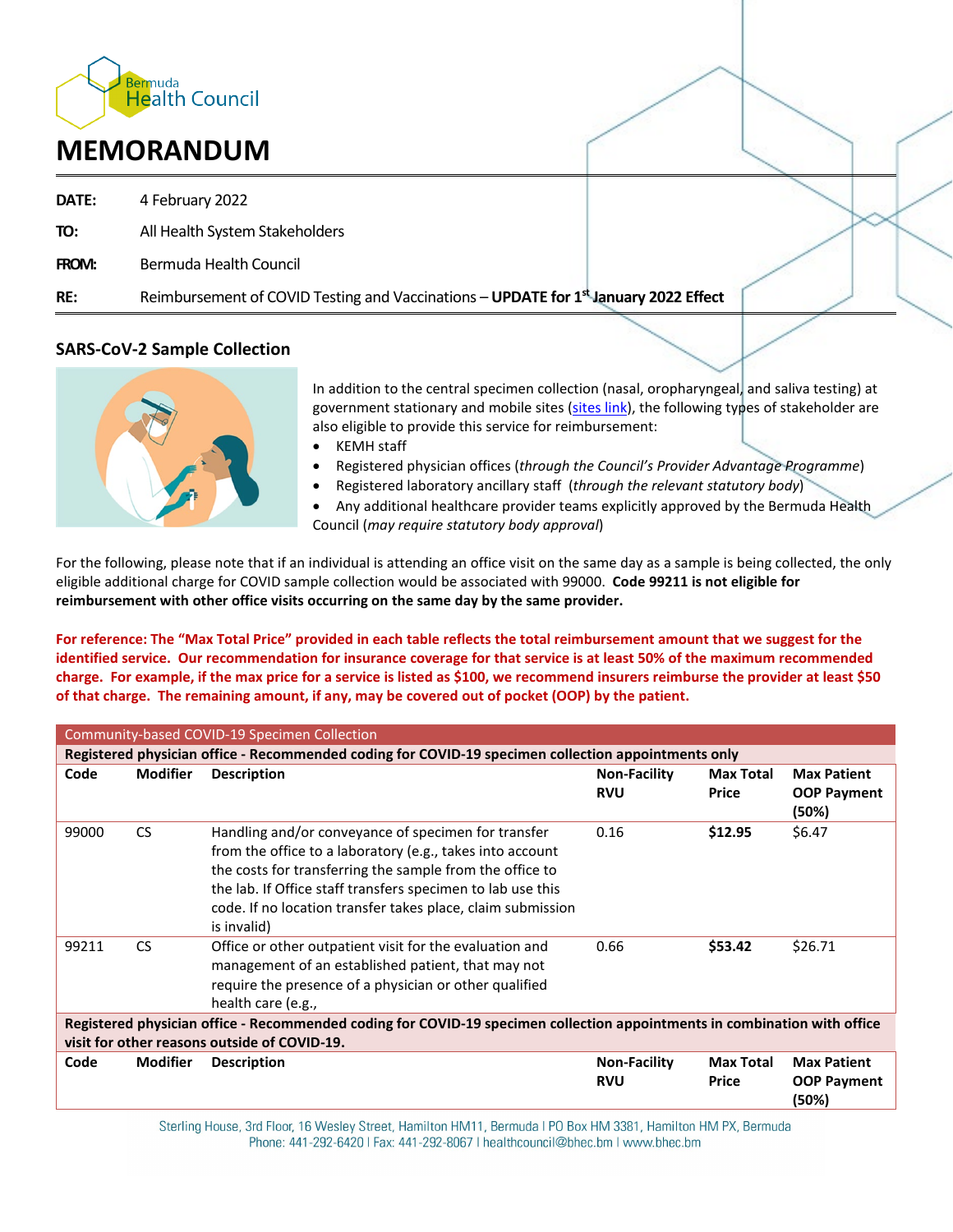Bermuda Health Council

# MEMORANDUM

**DATE:** 4 February 2022

**TO:** All Health System Stakeholders

**FROM:** Bermuda Health Council

**RE:** Reimbursement of COVID Testing and Vaccinations – **UPDATE for 1st January 2022 Effect**

## SARS-CoV-2 Sample Collection

In addition to the central specimen collection (nasal, oropharyngeal, and saliva testing) at government stationary and mobile sites (sites link), the following types of stakeholder are also eligible to provide this service for reimbursement:

- KEMH staff
- Registered physician offices (*through the Council's Provider Advantage Programme*)
- Registered laboratory ancillary staff (*through the relevant statutory body*)
- Any additional healthcare provider teams explicitly approved by the Bermuda Health Council (*may require statutory body approval*)

For the following, please note that if an individual is attending an office visit on the same day as a sample is being collected, the only eligible additional charge for COVID sample collection would be associated with 99000. **Code 99211 is not eligible for reimbursement with other office visits occurring on the same day by the same provider.**

**For reference: The "Max Total Price" provided in each table reflects the total reimbursement amount that we suggest for the identified service. Our recommendation for insurance coverage for that service is at least 50% of the maximum recommended charge. For example, if the max price for a service is listed as $100, we recommend insurers reimburse the provider at least $50 of that charge. The remaining amount, if any, may be covered out of pocket (OOP) by the patient.**

| Community-based COVID-19 Specimen Collection | | | | | |
|---|---|---|---|---|---|
| **Registered physician office - Recommended coding for COVID-19 specimen collection appointments only** | | | | | |
| **Code** | **Modifier** | **Description** | **Non-Facility RVU** | **Max Total Price** | **Max Patient OOP Payment (50%)** |
| 99000 | CS | Handling and/or conveyance of specimen for transfer from the office to a laboratory (e.g., takes into account the costs for transferring the sample from the office to the lab. If Office staff transfers specimen to lab use this code. If no location transfer takes place, claim submission is invalid) | 0.16 | **$12.95** | $6.47 |
| 99211 | CS | Office or other outpatient visit for the evaluation and management of an established patient, that may not require the presence of a physician or other qualified health care (e.g., | 0.66 | **$53.42** | $26.71 |
| **Registered physician office - Recommended coding for COVID-19 specimen collection appointments in combination with office visit for other reasons outside of COVID-19.** | | | | | |
| **Code** | **Modifier** | **Description** | **Non-Facility RVU** | **Max Total Price** | **Max Patient OOP Payment (50%)** |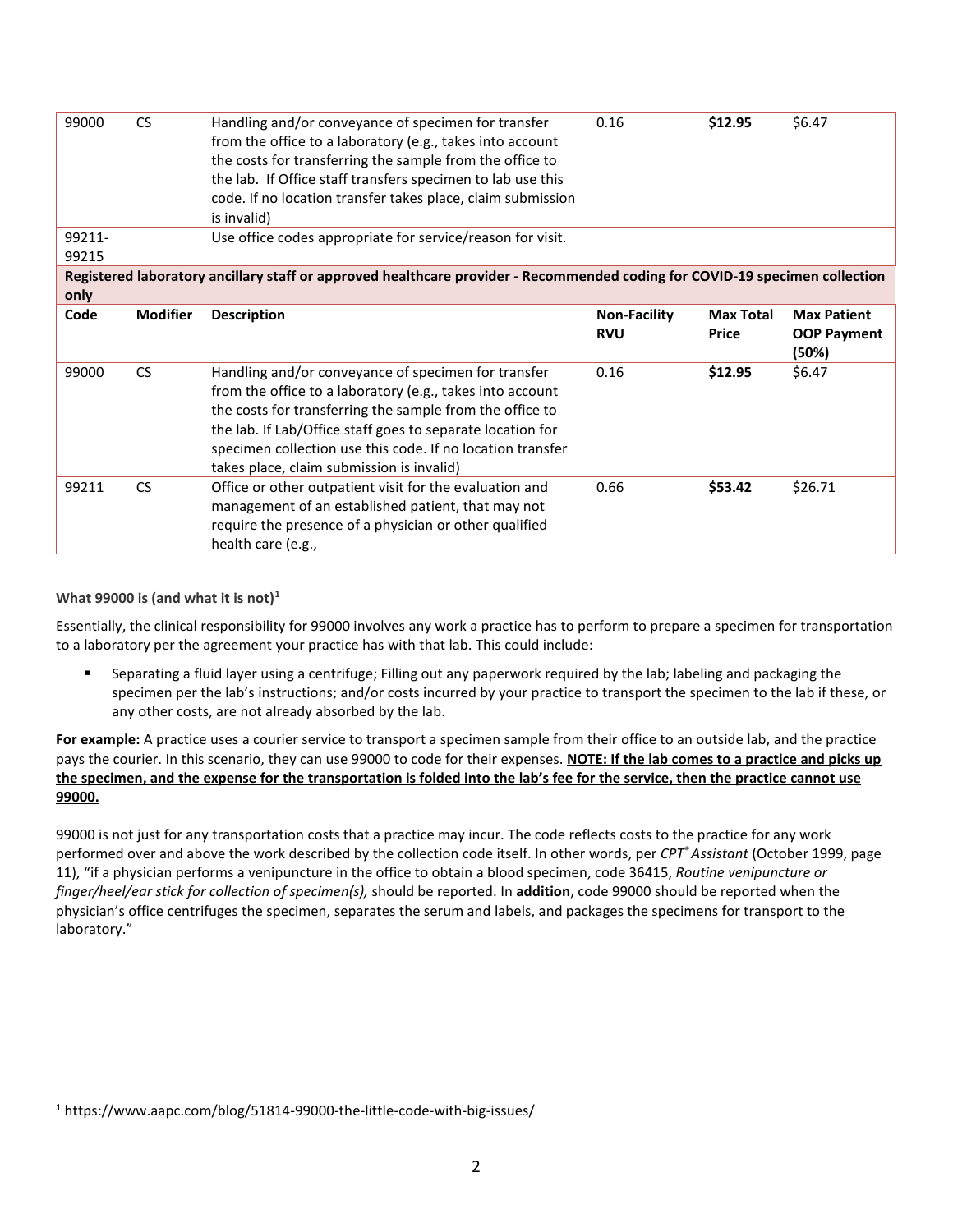| Code | Modifier | Description | Non-Facility RVU | Max Total Price | Max Patient OOP Payment (50%) |
|---|---|---|---|---|---|
| 99000 | CS | Handling and/or conveyance of specimen for transfer from the office to a laboratory (e.g., takes into account the costs for transferring the sample from the office to the lab. If Office staff transfers specimen to lab use this code. If no location transfer takes place, claim submission is invalid) | 0.16 | **$12.95** | $6.47 |
| 99211-99215 | | Use office codes appropriate for service/reason for visit. | | | |
| **Registered laboratory ancillary staff or approved healthcare provider - Recommended coding for COVID-19 specimen collection only** | | | | | |
| **Code** | **Modifier** | **Description** | **Non-Facility RVU** | **Max Total Price** | **Max Patient OOP Payment (50%)** |
| 99000 | CS | Handling and/or conveyance of specimen for transfer from the office to a laboratory (e.g., takes into account the costs for transferring the sample from the office to the lab. If Lab/Office staff goes to separate location for specimen collection use this code. If no location transfer takes place, claim submission is invalid) | 0.16 | **$12.95** | $6.47 |
| 99211 | CS | Office or other outpatient visit for the evaluation and management of an established patient, that may not require the presence of a physician or other qualified health care (e.g., | 0.66 | **$53.42** | $26.71 |

**What 99000 is (and what it is not)**[1]

Essentially, the clinical responsibility for 99000 involves any work a practice has to perform to prepare a specimen for transportation to a laboratory per the agreement your practice has with that lab. This could include:

- Separating a fluid layer using a centrifuge; Filling out any paperwork required by the lab; labeling and packaging the specimen per the lab's instructions; and/or costs incurred by your practice to transport the specimen to the lab if these, or any other costs, are not already absorbed by the lab.

**For example:** A practice uses a courier service to transport a specimen sample from their office to an outside lab, and the practice pays the courier. In this scenario, they can use 99000 to code for their expenses. **NOTE: If the lab comes to a practice and picks up the specimen, and the expense for the transportation is folded into the lab's fee for the service, then the practice cannot use 99000.**

99000 is not just for any transportation costs that a practice may incur. The code reflects costs to the practice for any work performed over and above the work described by the collection code itself. In other words, per *CPT® Assistant* (October 1999, page 11), "if a physician performs a venipuncture in the office to obtain a blood specimen, code 36415, *Routine venipuncture or finger/heel/ear stick for collection of specimen(s),* should be reported. In **addition**, code 99000 should be reported when the physician's office centrifuges the specimen, separates the serum and labels, and packages the specimens for transport to the laboratory."

[1] https://www.aapc.com/blog/51814-99000-the-little-code-with-big-issues/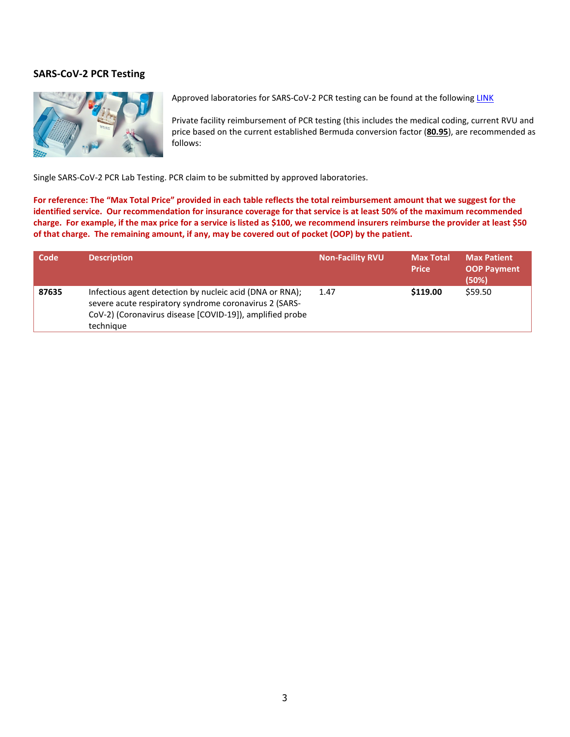## SARS-CoV-2 PCR Testing

Approved laboratories for SARS-CoV-2 PCR testing can be found at the following LINK

Private facility reimbursement of PCR testing (this includes the medical coding, current RVU and price based on the current established Bermuda conversion factor (**80.95**), are recommended as follows:

Single SARS-CoV-2 PCR Lab Testing. PCR claim to be submitted by approved laboratories.

**For reference: The "Max Total Price" provided in each table reflects the total reimbursement amount that we suggest for the identified service. Our recommendation for insurance coverage for that service is at least 50% of the maximum recommended charge. For example, if the max price for a service is listed as $100, we recommend insurers reimburse the provider at least $50 of that charge. The remaining amount, if any, may be covered out of pocket (OOP) by the patient.**

| Code | Description | Non-Facility RVU | Max Total Price | Max Patient OOP Payment (50%) |
|---|---|---|---|---|
| **87635** | Infectious agent detection by nucleic acid (DNA or RNA); severe acute respiratory syndrome coronavirus 2 (SARS-CoV-2) (Coronavirus disease [COVID-19]), amplified probe technique | 1.47 | **$119.00** | $59.50 |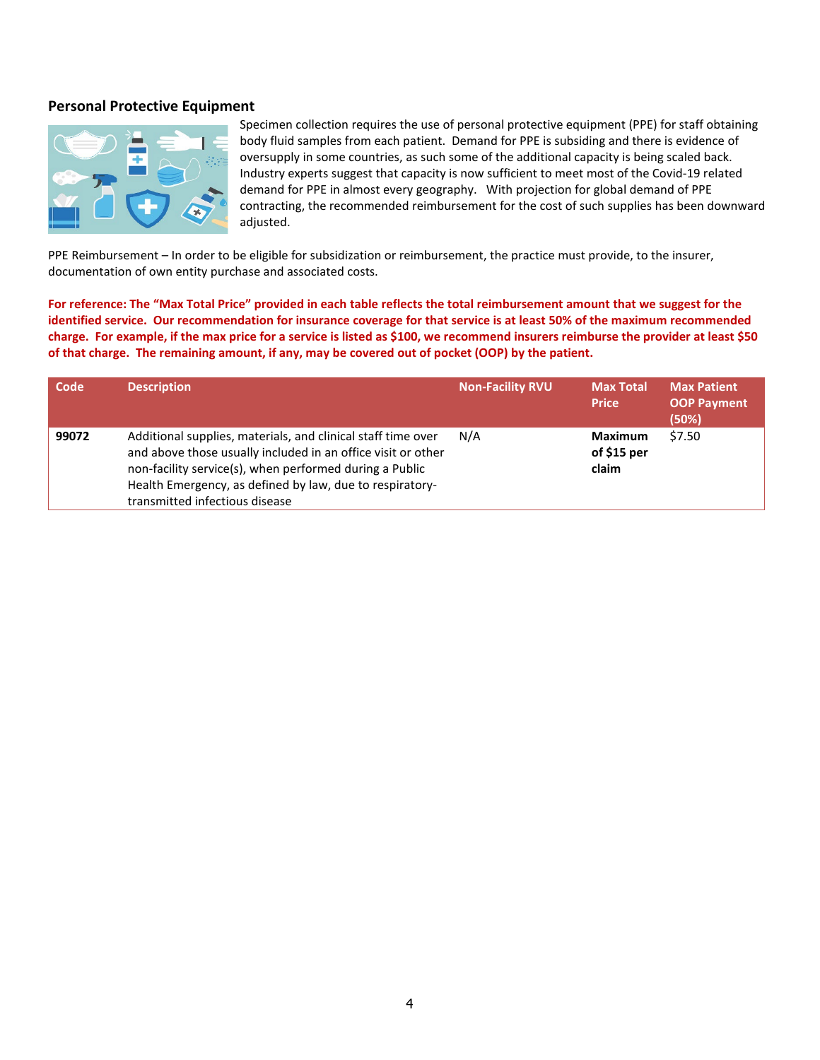## Personal Protective Equipment

Specimen collection requires the use of personal protective equipment (PPE) for staff obtaining body fluid samples from each patient. Demand for PPE is subsiding and there is evidence of oversupply in some countries, as such some of the additional capacity is being scaled back. Industry experts suggest that capacity is now sufficient to meet most of the Covid-19 related demand for PPE in almost every geography. With projection for global demand of PPE contracting, the recommended reimbursement for the cost of such supplies has been downward adjusted.

PPE Reimbursement – In order to be eligible for subsidization or reimbursement, the practice must provide, to the insurer, documentation of own entity purchase and associated costs.

**For reference: The "Max Total Price" provided in each table reflects the total reimbursement amount that we suggest for the identified service. Our recommendation for insurance coverage for that service is at least 50% of the maximum recommended charge. For example, if the max price for a service is listed as $100, we recommend insurers reimburse the provider at least $50 of that charge. The remaining amount, if any, may be covered out of pocket (OOP) by the patient.**

| Code | Description | Non-Facility RVU | Max Total Price | Max Patient OOP Payment (50%) |
|---|---|---|---|---|
| **99072** | Additional supplies, materials, and clinical staff time over and above those usually included in an office visit or other non-facility service(s), when performed during a Public Health Emergency, as defined by law, due to respiratory-transmitted infectious disease | N/A | **Maximum of $15 per claim** | $7.50 |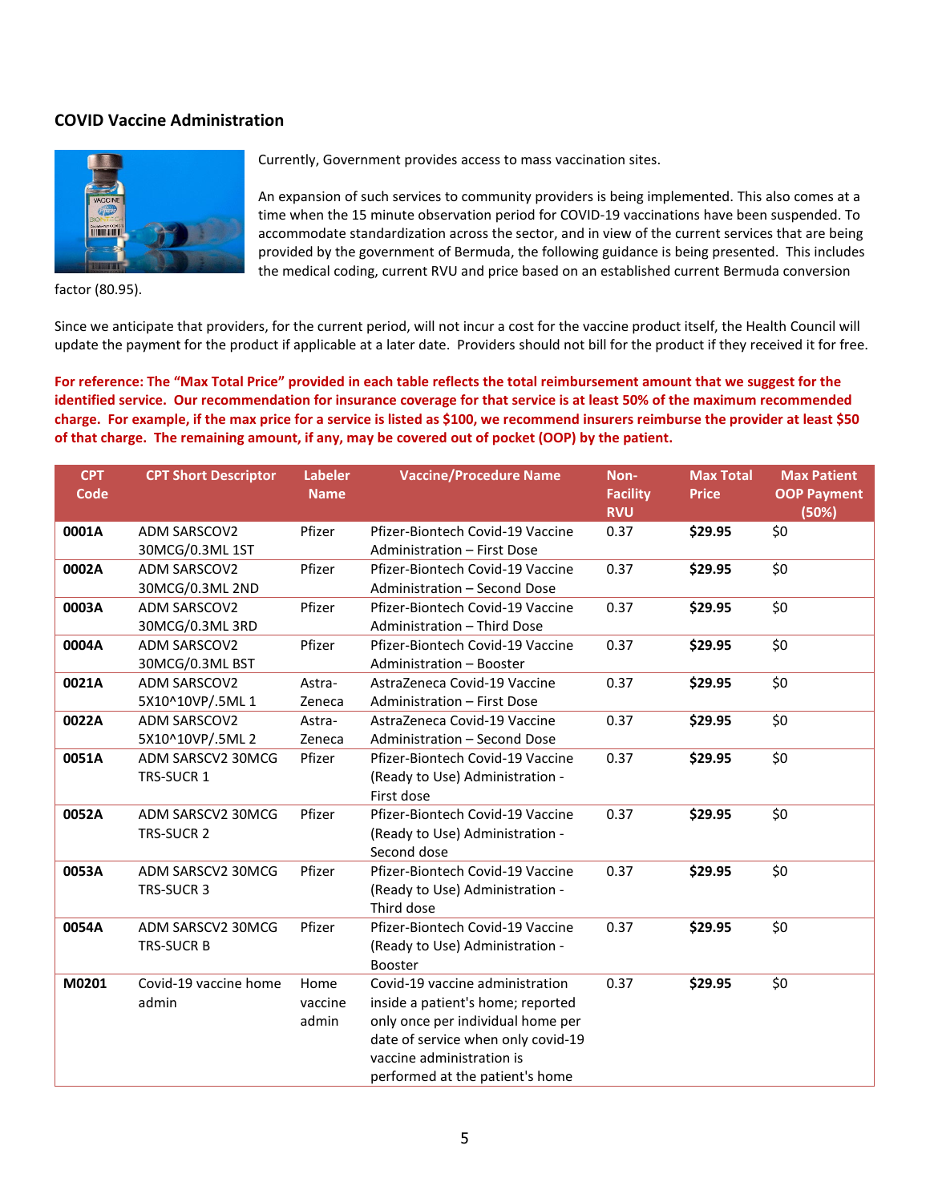## COVID Vaccine Administration

Currently, Government provides access to mass vaccination sites.

An expansion of such services to community providers is being implemented. This also comes at a time when the 15 minute observation period for COVID-19 vaccinations have been suspended. To accommodate standardization across the sector, and in view of the current services that are being provided by the government of Bermuda, the following guidance is being presented. This includes the medical coding, current RVU and price based on an established current Bermuda conversion factor (80.95).

Since we anticipate that providers, for the current period, will not incur a cost for the vaccine product itself, the Health Council will update the payment for the product if applicable at a later date. Providers should not bill for the product if they received it for free.

**For reference: The "Max Total Price" provided in each table reflects the total reimbursement amount that we suggest for the identified service. Our recommendation for insurance coverage for that service is at least 50% of the maximum recommended charge. For example, if the max price for a service is listed as $100, we recommend insurers reimburse the provider at least $50 of that charge. The remaining amount, if any, may be covered out of pocket (OOP) by the patient.**

| CPT Code | CPT Short Descriptor | Labeler Name | Vaccine/Procedure Name | Non-Facility RVU | Max Total Price | Max Patient OOP Payment (50%) |
|---|---|---|---|---|---|---|
| **0001A** | ADM SARSCOV2 30MCG/0.3ML 1ST | Pfizer | Pfizer-Biontech Covid-19 Vaccine Administration – First Dose | 0.37 | **$29.95** | $0 |
| **0002A** | ADM SARSCOV2 30MCG/0.3ML 2ND | Pfizer | Pfizer-Biontech Covid-19 Vaccine Administration – Second Dose | 0.37 | **$29.95** | $0 |
| **0003A** | ADM SARSCOV2 30MCG/0.3ML 3RD | Pfizer | Pfizer-Biontech Covid-19 Vaccine Administration – Third Dose | 0.37 | **$29.95** | $0 |
| **0004A** | ADM SARSCOV2 30MCG/0.3ML BST | Pfizer | Pfizer-Biontech Covid-19 Vaccine Administration – Booster | 0.37 | **$29.95** | $0 |
| **0021A** | ADM SARSCOV2 5X10^10VP/.5ML 1 | Astra-Zeneca | AstraZeneca Covid-19 Vaccine Administration – First Dose | 0.37 | **$29.95** | $0 |
| **0022A** | ADM SARSCOV2 5X10^10VP/.5ML 2 | Astra-Zeneca | AstraZeneca Covid-19 Vaccine Administration – Second Dose | 0.37 | **$29.95** | $0 |
| **0051A** | ADM SARSCV2 30MCG TRS-SUCR 1 | Pfizer | Pfizer-Biontech Covid-19 Vaccine (Ready to Use) Administration - First dose | 0.37 | **$29.95** | $0 |
| **0052A** | ADM SARSCV2 30MCG TRS-SUCR 2 | Pfizer | Pfizer-Biontech Covid-19 Vaccine (Ready to Use) Administration - Second dose | 0.37 | **$29.95** | $0 |
| **0053A** | ADM SARSCV2 30MCG TRS-SUCR 3 | Pfizer | Pfizer-Biontech Covid-19 Vaccine (Ready to Use) Administration - Third dose | 0.37 | **$29.95** | $0 |
| **0054A** | ADM SARSCV2 30MCG TRS-SUCR B | Pfizer | Pfizer-Biontech Covid-19 Vaccine (Ready to Use) Administration - Booster | 0.37 | **$29.95** | $0 |
| **M0201** | Covid-19 vaccine home admin | Home vaccine admin | Covid-19 vaccine administration inside a patient's home; reported only once per individual home per date of service when only covid-19 vaccine administration is performed at the patient's home | 0.37 | **$29.95** | $0 |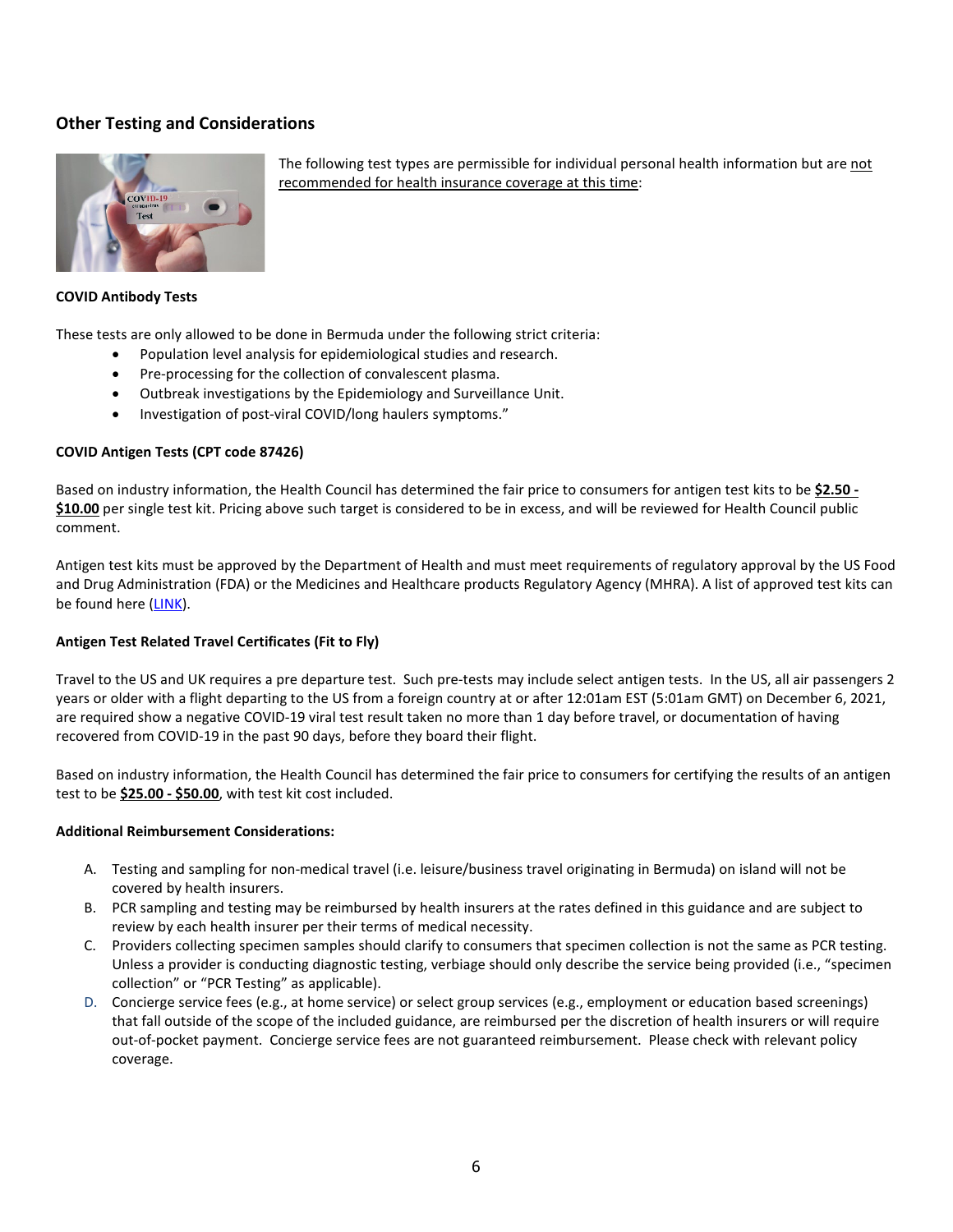## Other Testing and Considerations

The following test types are permissible for individual personal health information but are <u>not recommended for health insurance coverage at this time</u>:

**COVID Antibody Tests**

These tests are only allowed to be done in Bermuda under the following strict criteria:

- Population level analysis for epidemiological studies and research.
- Pre-processing for the collection of convalescent plasma.
- Outbreak investigations by the Epidemiology and Surveillance Unit.
- Investigation of post-viral COVID/long haulers symptoms."

**COVID Antigen Tests (CPT code 87426)**

Based on industry information, the Health Council has determined the fair price to consumers for antigen test kits to be **<u>$2.50 - $10.00</u>** per single test kit. Pricing above such target is considered to be in excess, and will be reviewed for Health Council public comment.

Antigen test kits must be approved by the Department of Health and must meet requirements of regulatory approval by the US Food and Drug Administration (FDA) or the Medicines and Healthcare products Regulatory Agency (MHRA). A list of approved test kits can be found here (LINK).

**Antigen Test Related Travel Certificates (Fit to Fly)**

Travel to the US and UK requires a pre departure test. Such pre-tests may include select antigen tests. In the US, all air passengers 2 years or older with a flight departing to the US from a foreign country at or after 12:01am EST (5:01am GMT) on December 6, 2021, are required show a negative COVID-19 viral test result taken no more than 1 day before travel, or documentation of having recovered from COVID-19 in the past 90 days, before they board their flight.

Based on industry information, the Health Council has determined the fair price to consumers for certifying the results of an antigen test to be **<u>$25.00 - $50.00</u>**, with test kit cost included.

**Additional Reimbursement Considerations:**

A. Testing and sampling for non-medical travel (i.e. leisure/business travel originating in Bermuda) on island will not be covered by health insurers.
B. PCR sampling and testing may be reimbursed by health insurers at the rates defined in this guidance and are subject to review by each health insurer per their terms of medical necessity.
C. Providers collecting specimen samples should clarify to consumers that specimen collection is not the same as PCR testing. Unless a provider is conducting diagnostic testing, verbiage should only describe the service being provided (i.e., "specimen collection" or "PCR Testing" as applicable).
D. Concierge service fees (e.g., at home service) or select group services (e.g., employment or education based screenings) that fall outside of the scope of the included guidance, are reimbursed per the discretion of health insurers or will require out-of-pocket payment. Concierge service fees are not guaranteed reimbursement. Please check with relevant policy coverage.